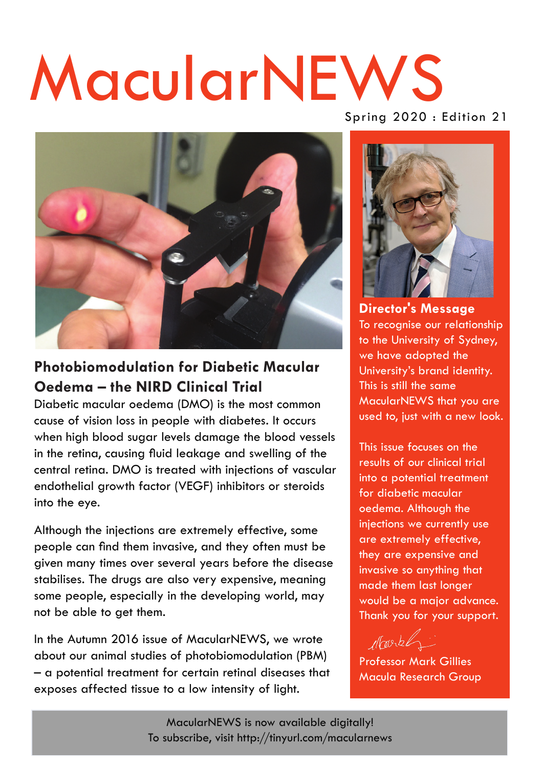# MacularNEWS

Spring 2020 : Edition 21

## Photobiomodulation for Diabetic Macular Oedema – the NIRD Clinical Trial

Diabetic macular oedema (DMO) is the most common cause of vision loss in people with diabetes. It occurs when high blood sugar levels damage the blood vessels in the retina, causing fluid leakage and swelling of the central retina. DMO is treated with injections of vascular endothelial growth factor (VEGF) inhibitors or steroids into the eye.

Although the injections are extremely effective, some people can find them invasive, and they often must be given many times over several years before the disease stabilises. The drugs are also very expensive, meaning some people, especially in the developing world, may not be able to get them.

In the Autumn 2016 issue of MacularNEWS, we wrote about our animal studies of photobiomodulation (PBM) – a potential treatment for certain retinal diseases that exposes affected tissue to a low intensity of light.

## Director's Message

To recognise our relationship to the University of Sydney, we have adopted the University's brand identity. This is still the same MacularNEWS that you are used to, just with a new look.

This issue focuses on the results of our clinical trial into a potential treatment for diabetic macular oedema. Although the injections we currently use are extremely effective, they are expensive and invasive so anything that made them last longer would be a major advance. Thank you for your support.

Professor Mark Gillies
Macula Research Group

MacularNEWS is now available digitally!
To subscribe, visit http://tinyurl.com/macularnews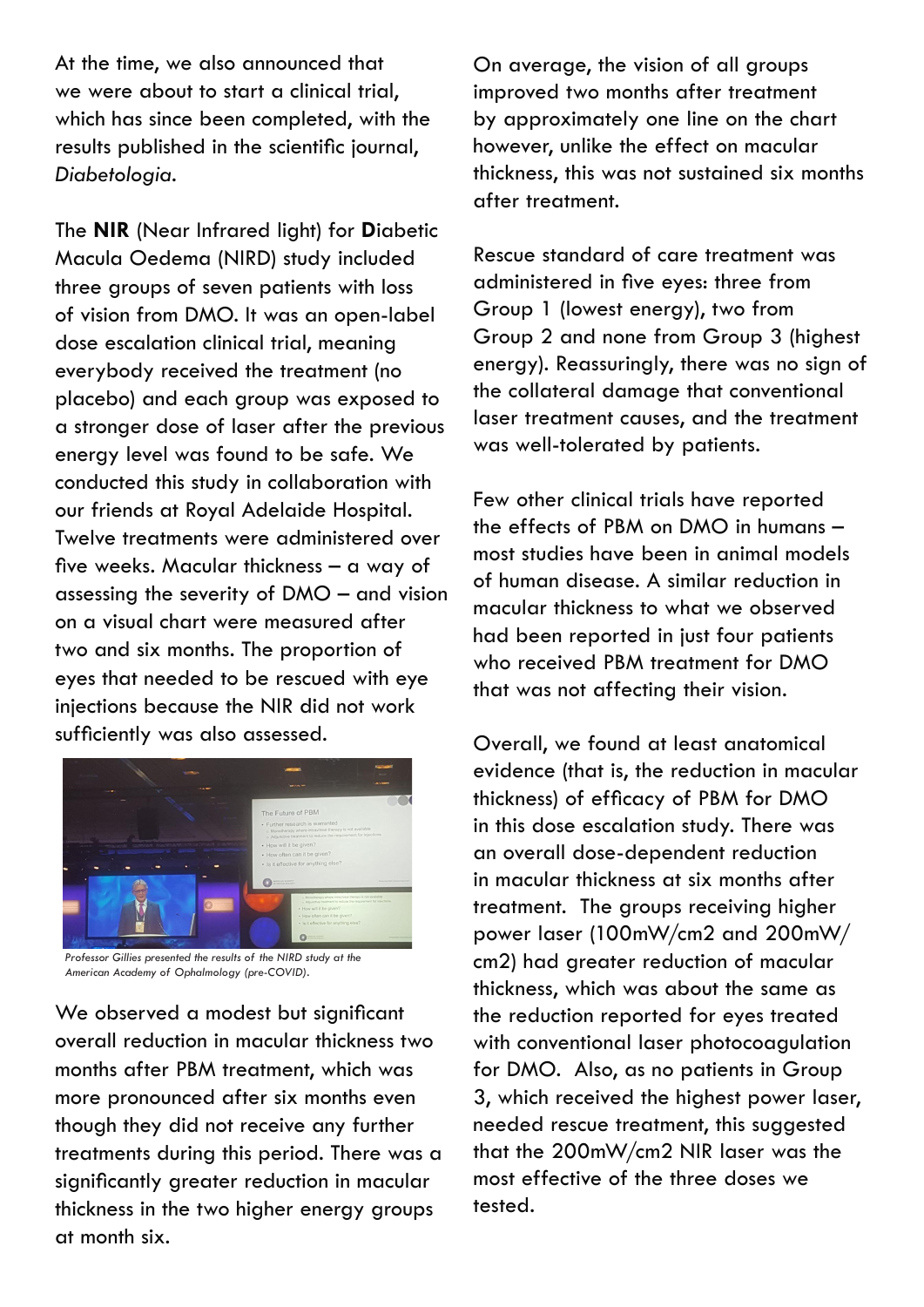At the time, we also announced that we were about to start a clinical trial, which has since been completed, with the results published in the scientific journal, *Diabetologia*.

The **NIR** (Near Infrared light) for **D**iabetic Macula Oedema (NIRD) study included three groups of seven patients with loss of vision from DMO. It was an open-label dose escalation clinical trial, meaning everybody received the treatment (no placebo) and each group was exposed to a stronger dose of laser after the previous energy level was found to be safe. We conducted this study in collaboration with our friends at Royal Adelaide Hospital. Twelve treatments were administered over five weeks. Macular thickness – a way of assessing the severity of DMO – and vision on a visual chart were measured after two and six months. The proportion of eyes that needed to be rescued with eye injections because the NIR did not work sufficiently was also assessed.

*Professor Gillies presented the results of the NIRD study at the American Academy of Ophalmology (pre-COVID).*

We observed a modest but significant overall reduction in macular thickness two months after PBM treatment, which was more pronounced after six months even though they did not receive any further treatments during this period. There was a significantly greater reduction in macular thickness in the two higher energy groups at month six.

On average, the vision of all groups improved two months after treatment by approximately one line on the chart however, unlike the effect on macular thickness, this was not sustained six months after treatment.

Rescue standard of care treatment was administered in five eyes: three from Group 1 (lowest energy), two from Group 2 and none from Group 3 (highest energy). Reassuringly, there was no sign of the collateral damage that conventional laser treatment causes, and the treatment was well-tolerated by patients.

Few other clinical trials have reported the effects of PBM on DMO in humans – most studies have been in animal models of human disease. A similar reduction in macular thickness to what we observed had been reported in just four patients who received PBM treatment for DMO that was not affecting their vision.

Overall, we found at least anatomical evidence (that is, the reduction in macular thickness) of efficacy of PBM for DMO in this dose escalation study. There was an overall dose-dependent reduction in macular thickness at six months after treatment. The groups receiving higher power laser (100mW/cm2 and 200mW/cm2) had greater reduction of macular thickness, which was about the same as the reduction reported for eyes treated with conventional laser photocoagulation for DMO. Also, as no patients in Group 3, which received the highest power laser, needed rescue treatment, this suggested that the 200mW/cm2 NIR laser was the most effective of the three doses we tested.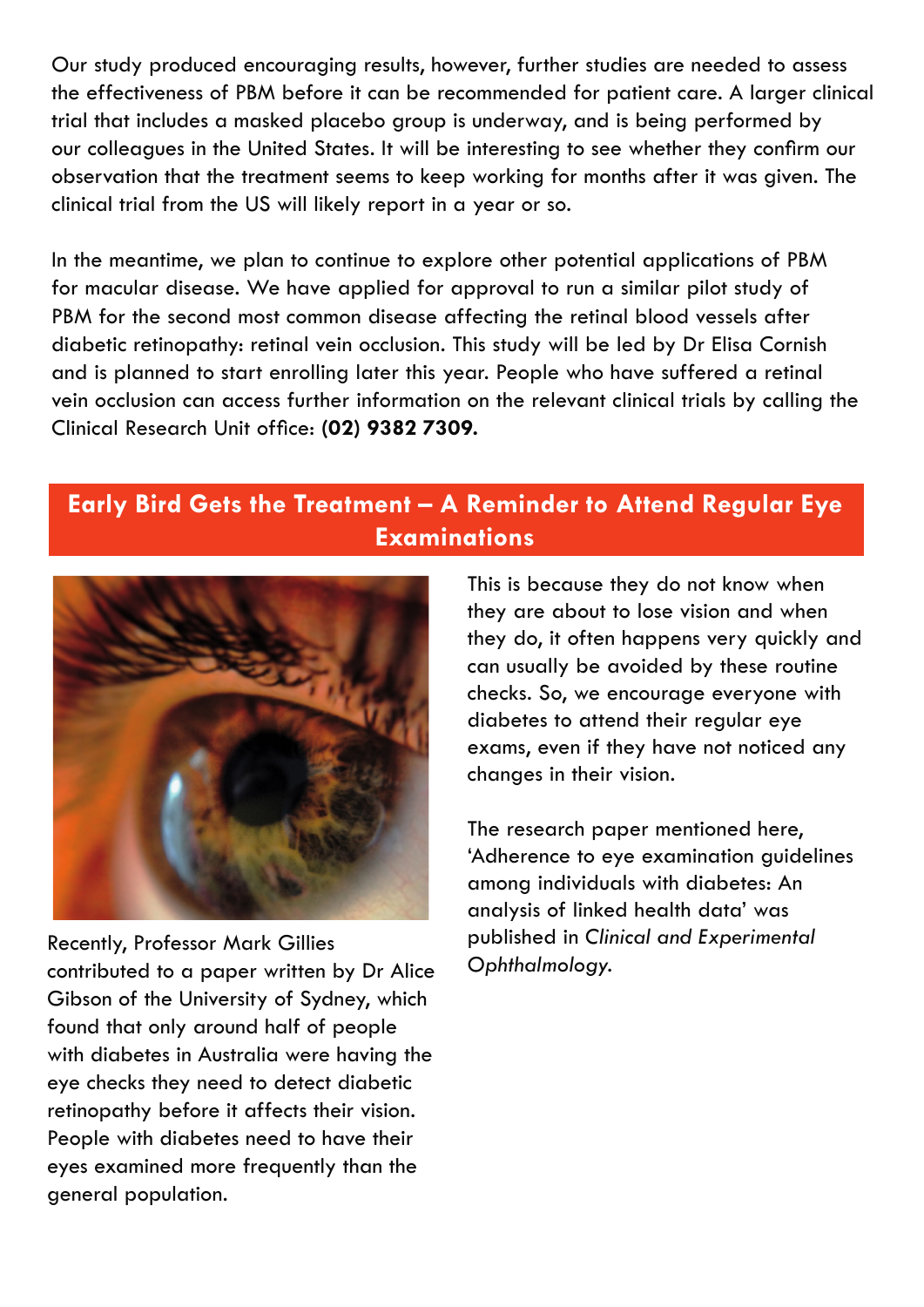Our study produced encouraging results, however, further studies are needed to assess the effectiveness of PBM before it can be recommended for patient care. A larger clinical trial that includes a masked placebo group is underway, and is being performed by our colleagues in the United States. It will be interesting to see whether they confirm our observation that the treatment seems to keep working for months after it was given. The clinical trial from the US will likely report in a year or so.

In the meantime, we plan to continue to explore other potential applications of PBM for macular disease. We have applied for approval to run a similar pilot study of PBM for the second most common disease affecting the retinal blood vessels after diabetic retinopathy: retinal vein occlusion. This study will be led by Dr Elisa Cornish and is planned to start enrolling later this year. People who have suffered a retinal vein occlusion can access further information on the relevant clinical trials by calling the Clinical Research Unit office: **(02) 9382 7309.**

## Early Bird Gets the Treatment – A Reminder to Attend Regular Eye Examinations

Recently, Professor Mark Gillies contributed to a paper written by Dr Alice Gibson of the University of Sydney, which found that only around half of people with diabetes in Australia were having the eye checks they need to detect diabetic retinopathy before it affects their vision. People with diabetes need to have their eyes examined more frequently than the general population. This is because they do not know when they are about to lose vision and when they do, it often happens very quickly and can usually be avoided by these routine checks. So, we encourage everyone with diabetes to attend their regular eye exams, even if they have not noticed any changes in their vision.

The research paper mentioned here, 'Adherence to eye examination guidelines among individuals with diabetes: An analysis of linked health data' was published in *Clinical and Experimental Ophthalmology.*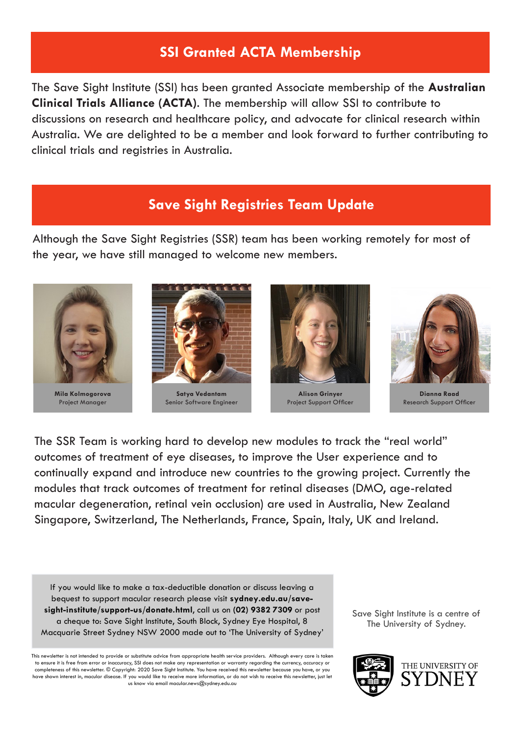## SSI Granted ACTA Membership

The Save Sight Institute (SSI) has been granted Associate membership of the **Australian Clinical Trials Alliance (ACTA)**. The membership will allow SSI to contribute to discussions on research and healthcare policy, and advocate for clinical research within Australia. We are delighted to be a member and look forward to further contributing to clinical trials and registries in Australia.

## Save Sight Registries Team Update

Although the Save Sight Registries (SSR) team has been working remotely for most of the year, we have still managed to welcome new members.

**Mila Kolmogorova**
Project Manager

**Satya Vedantam**
Senior Software Engineer

**Alison Grinyer**
Project Support Officer

**Dianna Raad**
Research Support Officer

The SSR Team is working hard to develop new modules to track the "real world" outcomes of treatment of eye diseases, to improve the User experience and to continually expand and introduce new countries to the growing project. Currently the modules that track outcomes of treatment for retinal diseases (DMO, age-related macular degeneration, retinal vein occlusion) are used in Australia, New Zealand Singapore, Switzerland, The Netherlands, France, Spain, Italy, UK and Ireland.

If you would like to make a tax-deductible donation or discuss leaving a bequest to support macular research please visit **sydney.edu.au/save-sight-institute/support-us/donate.html**, call us on **(02) 9382 7309** or post a cheque to: Save Sight Institute, South Block, Sydney Eye Hospital, 8 Macquarie Street Sydney NSW 2000 made out to 'The University of Sydney'

Save Sight Institute is a centre of The University of Sydney.

This newsletter is not intended to provide or substitute advice from appropriate health service providers. Although every care is taken to ensure it is free from error or inaccuracy, SSI does not make any representation or warranty regarding the currency, accuracy or completeness of this newsletter. © Copyright: 2020 Save Sight Institute. You have received this newsletter because you have, or you have shown interest in, macular disease. If you would like to receive more information, or do not wish to receive this newsletter, just let us know via email macular.news@sydney.edu.au

THE UNIVERSITY OF SYDNEY